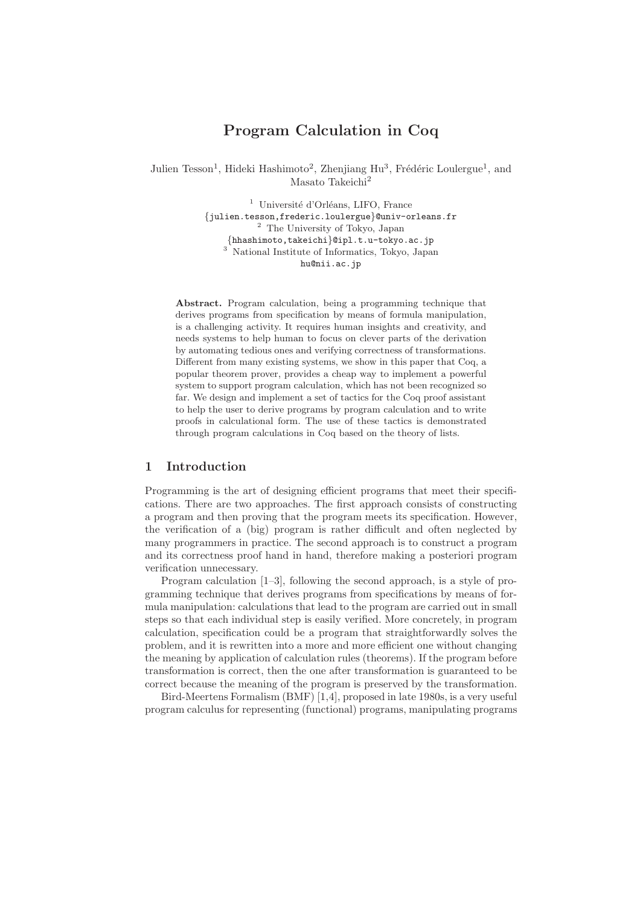# Program Calculation in Coq

Julien Tesson[1], Hideki Hashimoto[2], Zhenjiang Hu[3], Frédéric Loulergue[1], and Masato Takeichi[2]

[1] Université d'Orléans, LIFO, France
{julien.tesson,frederic.loulergue}@univ-orleans.fr
[2] The University of Tokyo, Japan
{hhashimoto,takeichi}@ipl.t.u-tokyo.ac.jp
[3] National Institute of Informatics, Tokyo, Japan
hu@nii.ac.jp

**Abstract.** Program calculation, being a programming technique that derives programs from specification by means of formula manipulation, is a challenging activity. It requires human insights and creativity, and needs systems to help human to focus on clever parts of the derivation by automating tedious ones and verifying correctness of transformations. Different from many existing systems, we show in this paper that Coq, a popular theorem prover, provides a cheap way to implement a powerful system to support program calculation, which has not been recognized so far. We design and implement a set of tactics for the Coq proof assistant to help the user to derive programs by program calculation and to write proofs in calculational form. The use of these tactics is demonstrated through program calculations in Coq based on the theory of lists.

## 1 Introduction

Programming is the art of designing efficient programs that meet their specifications. There are two approaches. The first approach consists of constructing a program and then proving that the program meets its specification. However, the verification of a (big) program is rather difficult and often neglected by many programmers in practice. The second approach is to construct a program and its correctness proof hand in hand, therefore making a posteriori program verification unnecessary.

Program calculation [1–3], following the second approach, is a style of programming technique that derives programs from specifications by means of formula manipulation: calculations that lead to the program are carried out in small steps so that each individual step is easily verified. More concretely, in program calculation, specification could be a program that straightforwardly solves the problem, and it is rewritten into a more and more efficient one without changing the meaning by application of calculation rules (theorems). If the program before transformation is correct, then the one after transformation is guaranteed to be correct because the meaning of the program is preserved by the transformation.

Bird-Meertens Formalism (BMF) [1,4], proposed in late 1980s, is a very useful program calculus for representing (functional) programs, manipulating programs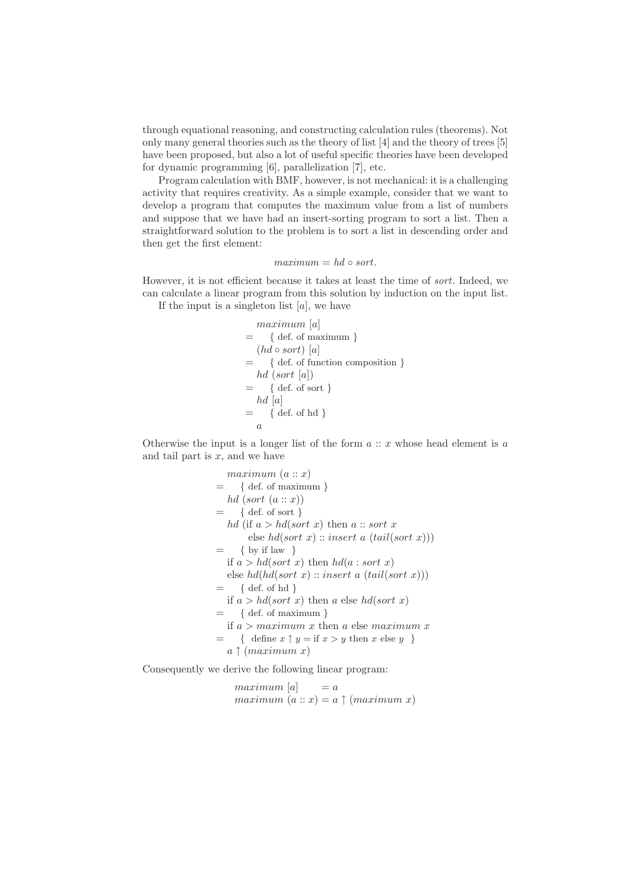through equational reasoning, and constructing calculation rules (theorems). Not only many general theories such as the theory of list [4] and the theory of trees [5] have been proposed, but also a lot of useful specific theories have been developed for dynamic programming [6], parallelization [7], etc.

Program calculation with BMF, however, is not mechanical: it is a challenging activity that requires creativity. As a simple example, consider that we want to develop a program that computes the maximum value from a list of numbers and suppose that we have had an insert-sorting program to sort a list. Then a straightforward solution to the problem is to sort a list in descending order and then get the first element:

$$maximum = hd \circ sort.$$

However, it is not efficient because it takes at least the time of $sort$. Indeed, we can calculate a linear program from this solution by induction on the input list.

If the input is a singleton list $[a]$, we have

$$
\begin{array}{ll}
 & maximum\ [a] \\
= & \quad \{ \text{ def. of maximum } \} \\
 & (hd \circ sort)\ [a] \\
= & \quad \{ \text{ def. of function composition } \} \\
 & hd\ (sort\ [a]) \\
= & \quad \{ \text{ def. of sort } \} \\
 & hd\ [a] \\
= & \quad \{ \text{ def. of hd } \} \\
 & a
\end{array}
$$

Otherwise the input is a longer list of the form $a :: x$ whose head element is $a$ and tail part is $x$, and we have

$$
\begin{array}{ll}
 & maximum\ (a :: x) \\
= & \quad \{ \text{ def. of maximum } \} \\
 & hd\ (sort\ (a :: x)) \\
= & \quad \{ \text{ def. of sort } \} \\
 & hd\ (\text{if } a > hd(sort\ x) \text{ then } a :: sort\ x \\
 & \qquad \text{else } hd(sort\ x) :: insert\ a\ (tail(sort\ x))) \\
= & \quad \{ \text{ by if law } \} \\
 & \text{if } a > hd(sort\ x) \text{ then } hd(a : sort\ x) \\
 & \text{else } hd(hd(sort\ x) :: insert\ a\ (tail(sort\ x))) \\
= & \quad \{ \text{ def. of hd } \} \\
 & \text{if } a > hd(sort\ x) \text{ then } a \text{ else } hd(sort\ x) \\
= & \quad \{ \text{ def. of maximum } \} \\
 & \text{if } a > maximum\ x \text{ then } a \text{ else } maximum\ x \\
= & \quad \{ \text{ define } x \uparrow y = \text{if } x > y \text{ then } x \text{ else } y \ \} \\
 & a \uparrow (maximum\ x)
\end{array}
$$

Consequently we derive the following linear program:

$$
\begin{array}{ll}
maximum\ [a] & = a \\
maximum\ (a :: x) & = a \uparrow (maximum\ x)
\end{array}
$$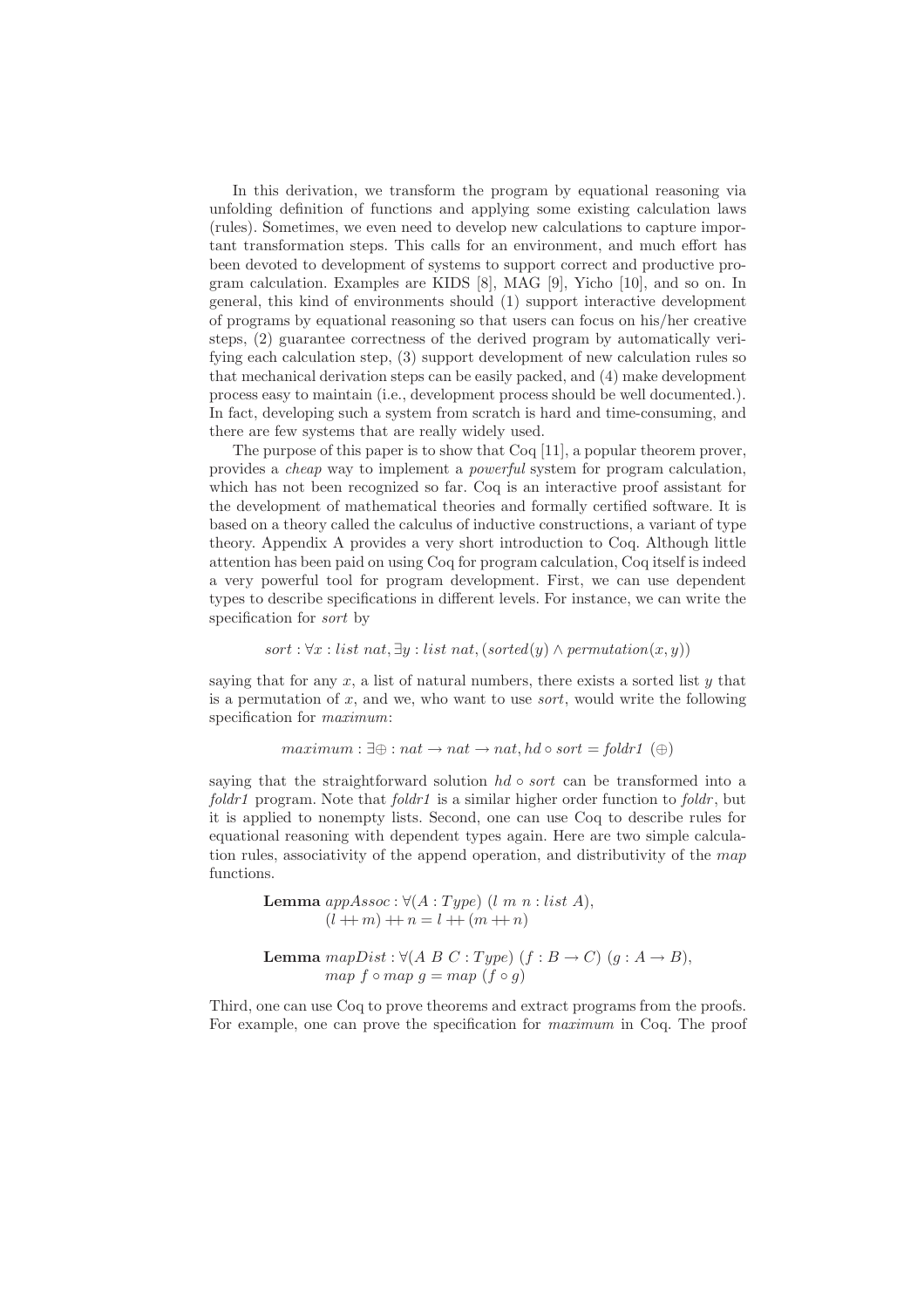In this derivation, we transform the program by equational reasoning via unfolding definition of functions and applying some existing calculation laws (rules). Sometimes, we even need to develop new calculations to capture important transformation steps. This calls for an environment, and much effort has been devoted to development of systems to support correct and productive program calculation. Examples are KIDS [8], MAG [9], Yicho [10], and so on. In general, this kind of environments should (1) support interactive development of programs by equational reasoning so that users can focus on his/her creative steps, (2) guarantee correctness of the derived program by automatically verifying each calculation step, (3) support development of new calculation rules so that mechanical derivation steps can be easily packed, and (4) make development process easy to maintain (i.e., development process should be well documented.). In fact, developing such a system from scratch is hard and time-consuming, and there are few systems that are really widely used.

The purpose of this paper is to show that Coq [11], a popular theorem prover, provides a *cheap* way to implement a *powerful* system for program calculation, which has not been recognized so far. Coq is an interactive proof assistant for the development of mathematical theories and formally certified software. It is based on a theory called the calculus of inductive constructions, a variant of type theory. Appendix A provides a very short introduction to Coq. Although little attention has been paid on using Coq for program calculation, Coq itself is indeed a very powerful tool for program development. First, we can use dependent types to describe specifications in different levels. For instance, we can write the specification for *sort* by

$$sort : \forall x : list\ nat, \exists y : list\ nat, (sorted(y) \land permutation(x, y))$$

saying that for any $x$, a list of natural numbers, there exists a sorted list $y$ that is a permutation of $x$, and we, who want to use *sort*, would write the following specification for *maximum*:

$$maximum : \exists \oplus : nat \to nat \to nat, hd \circ sort = foldr1\ (\oplus)$$

saying that the straightforward solution $hd \circ sort$ can be transformed into a *foldr1* program. Note that *foldr1* is a similar higher order function to *foldr*, but it is applied to nonempty lists. Second, one can use Coq to describe rules for equational reasoning with dependent types again. Here are two simple calculation rules, associativity of the append operation, and distributivity of the *map* functions.

$$\textbf{Lemma}\ appAssoc : \forall (A : Type)\ (l\ m\ n : list\ A),$$
$$(l \mathbin{+\!\!+} m) \mathbin{+\!\!+} n = l \mathbin{+\!\!+} (m \mathbin{+\!\!+} n)$$

$$\textbf{Lemma}\ mapDist : \forall (A\ B\ C : Type)\ (f : B \to C)\ (g : A \to B),$$
$$map\ f \circ map\ g = map\ (f \circ g)$$

Third, one can use Coq to prove theorems and extract programs from the proofs. For example, one can prove the specification for *maximum* in Coq. The proof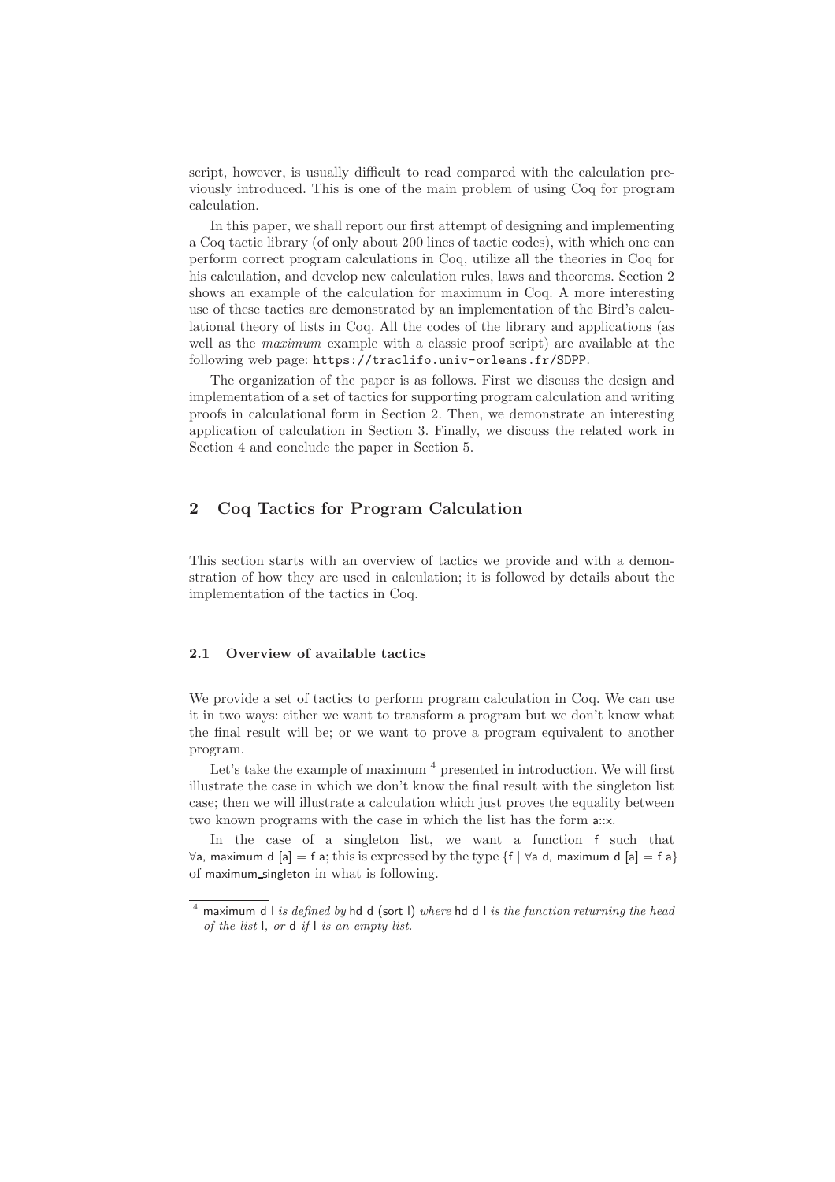script, however, is usually difficult to read compared with the calculation previously introduced. This is one of the main problem of using Coq for program calculation.

In this paper, we shall report our first attempt of designing and implementing a Coq tactic library (of only about 200 lines of tactic codes), with which one can perform correct program calculations in Coq, utilize all the theories in Coq for his calculation, and develop new calculation rules, laws and theorems. Section 2 shows an example of the calculation for maximum in Coq. A more interesting use of these tactics are demonstrated by an implementation of the Bird's calculational theory of lists in Coq. All the codes of the library and applications (as well as the *maximum* example with a classic proof script) are available at the following web page: `https://traclifo.univ-orleans.fr/SDPP`.

The organization of the paper is as follows. First we discuss the design and implementation of a set of tactics for supporting program calculation and writing proofs in calculational form in Section 2. Then, we demonstrate an interesting application of calculation in Section 3. Finally, we discuss the related work in Section 4 and conclude the paper in Section 5.

## 2 Coq Tactics for Program Calculation

This section starts with an overview of tactics we provide and with a demonstration of how they are used in calculation; it is followed by details about the implementation of the tactics in Coq.

### 2.1 Overview of available tactics

We provide a set of tactics to perform program calculation in Coq. We can use it in two ways: either we want to transform a program but we don't know what the final result will be; or we want to prove a program equivalent to another program.

Let's take the example of maximum [4] presented in introduction. We will first illustrate the case in which we don't know the final result with the singleton list case; then we will illustrate a calculation which just proves the equality between two known programs with the case in which the list has the form a::x.

In the case of a singleton list, we want a function f such that ∀a, maximum d [a] = f a; this is expressed by the type {f | ∀a d, maximum d [a] = f a} of maximum_singleton in what is following.

[4] maximum d l *is defined by* hd d (sort l) *where* hd d l *is the function returning the head of the list* l*, or* d *if* l *is an empty list.*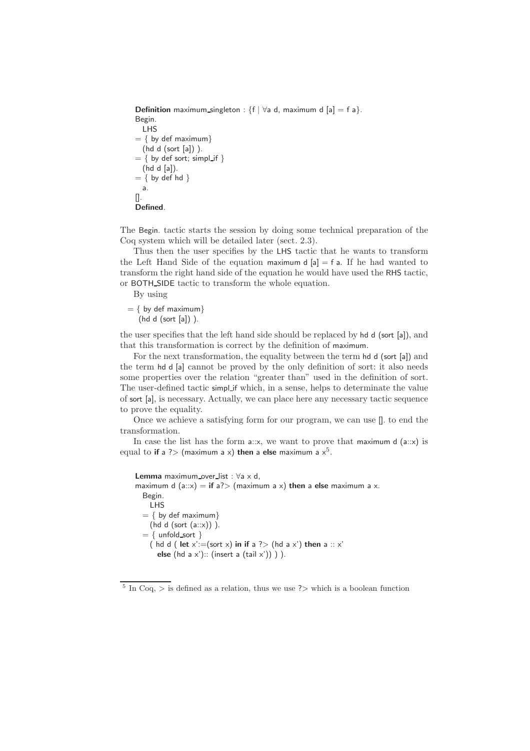```
Definition maximum_singleton : {f | ∀a d, maximum d [a] = f a}.
Begin.
  LHS
= { by def maximum}
  (hd d (sort [a]) ).
= { by def sort; simpl_if }
  (hd d [a]).
= { by def hd }
  a.
[].
Defined.
```

The Begin. tactic starts the session by doing some technical preparation of the Coq system which will be detailed later (sect. 2.3).

Thus then the user specifies by the LHS tactic that he wants to transform the Left Hand Side of the equation maximum d [a] = f a. If he had wanted to transform the right hand side of the equation he would have used the RHS tactic, or BOTH_SIDE tactic to transform the whole equation.

By using

```
= { by def maximum}
  (hd d (sort [a]) ).
```

the user specifies that the left hand side should be replaced by hd d (sort [a]), and that this transformation is correct by the definition of maximum.

For the next transformation, the equality between the term hd d (sort [a]) and the term hd d [a] cannot be proved by the only definition of sort: it also needs some properties over the relation "greater than" used in the definition of sort. The user-defined tactic simpl_if which, in a sense, helps to determinate the value of sort [a], is necessary. Actually, we can place here any necessary tactic sequence to prove the equality.

Once we achieve a satisfying form for our program, we can use []. to end the transformation.

In case the list has the form a::x, we want to prove that maximum d (a::x) is equal to **if** a ?> (maximum a x) **then** a **else** maximum a x[5].

```
Lemma maximum_over_list : ∀a x d,
maximum d (a::x) = if a?> (maximum a x) then a else maximum a x.
  Begin.
    LHS
  = { by def maximum}
    (hd d (sort (a::x)) ).
  = { unfold_sort }
    ( hd d ( let x':=(sort x) in if a ?> (hd a x') then a :: x'
      else (hd a x'):: (insert a (tail x')) ) ).
```

[5] In Coq, > is defined as a relation, thus we use ?> which is a boolean function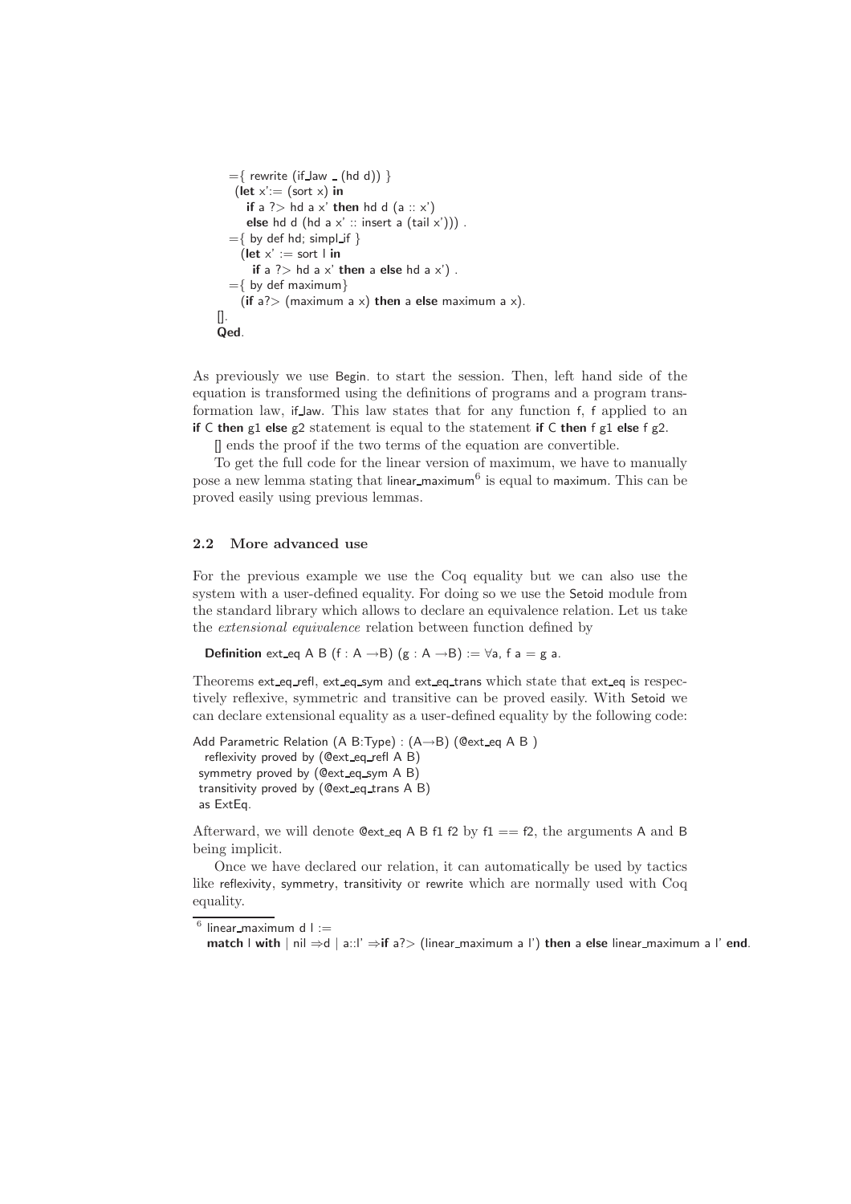```
  ={ rewrite (if_law _ (hd d)) }
   (let x':= (sort x) in
     if a ?> hd a x' then hd d (a :: x')
     else hd d (hd a x' :: insert a (tail x'))) .
  ={ by def hd; simpl_if }
    (let x' := sort l in
       if a ?> hd a x' then a else hd a x') .
  ={ by def maximum}
     (if a?> (maximum a x) then a else maximum a x).
[].
Qed.
```

As previously we use Begin. to start the session. Then, left hand side of the equation is transformed using the definitions of programs and a program transformation law, if_law. This law states that for any function f, f applied to an **if** C **then** g1 **else** g2 statement is equal to the statement **if** C **then** f g1 **else** f g2.

[] ends the proof if the two terms of the equation are convertible.

To get the full code for the linear version of maximum, we have to manually pose a new lemma stating that linear_maximum[6] is equal to maximum. This can be proved easily using previous lemmas.

### 2.2 More advanced use

For the previous example we use the Coq equality but we can also use the system with a user-defined equality. For doing so we use the Setoid module from the standard library which allows to declare an equivalence relation. Let us take the *extensional equivalence* relation between function defined by

```
Definition ext_eq A B (f : A →B) (g : A →B) := ∀a, f a = g a.
```

Theorems ext_eq_refl, ext_eq_sym and ext_eq_trans which state that ext_eq is respectively reflexive, symmetric and transitive can be proved easily. With Setoid we can declare extensional equality as a user-defined equality by the following code:

```
Add Parametric Relation (A B:Type) : (A→B) (@ext_eq A B )
  reflexivity proved by (@ext_eq_refl A B)
 symmetry proved by (@ext_eq_sym A B)
 transitivity proved by (@ext_eq_trans A B)
 as ExtEq.
```

Afterward, we will denote @ext_eq A B f1 f2 by f1 == f2, the arguments A and B being implicit.

Once we have declared our relation, it can automatically be used by tactics like reflexivity, symmetry, transitivity or rewrite which are normally used with Coq equality.

---

[6] linear_maximum d l :=
**match** l **with** | nil ⇒d | a::l' ⇒**if** a?> (linear_maximum a l') **then** a **else** linear_maximum a l' **end**.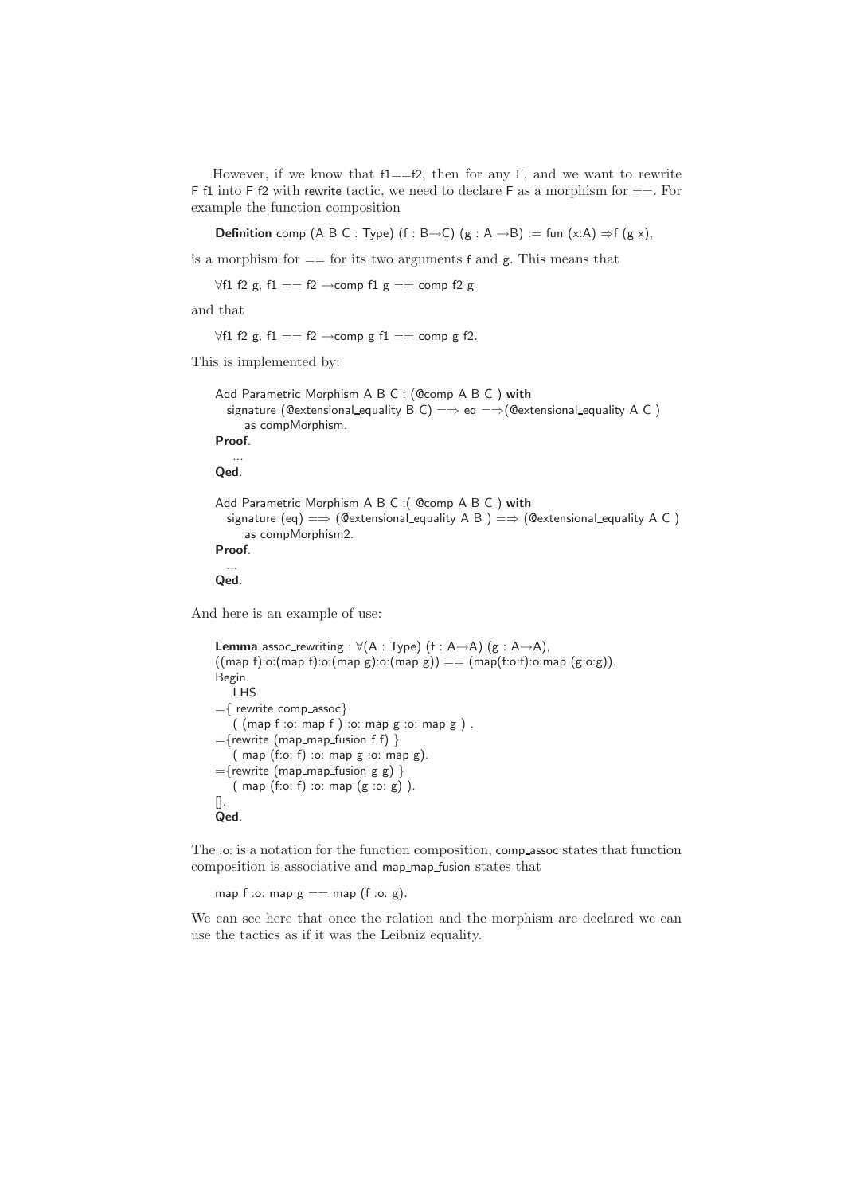However, if we know that f1==f2, then for any F, and we want to rewrite F f1 into F f2 with rewrite tactic, we need to declare F as a morphism for ==. For example the function composition

```
Definition comp (A B C : Type) (f : B→C) (g : A →B) := fun (x:A) ⇒f (g x),
```

is a morphism for == for its two arguments f and g. This means that

```
∀f1 f2 g, f1 == f2 →comp f1 g == comp f2 g
```

and that

```
∀f1 f2 g, f1 == f2 →comp g f1 == comp g f2.
```

This is implemented by:

```
Add Parametric Morphism A B C : (@comp A B C ) with
  signature (@extensional_equality B C) =⇒ eq =⇒(@extensional_equality A C )
     as compMorphism.
Proof.
   ...
Qed.

Add Parametric Morphism A B C :( @comp A B C ) with
  signature (eq) =⇒ (@extensional_equality A B ) =⇒ (@extensional_equality A C )
     as compMorphism2.
Proof.
  ...
Qed.
```

And here is an example of use:

```
Lemma assoc_rewriting : ∀(A : Type) (f : A→A) (g : A→A),
((map f):o:(map f):o:(map g):o:(map g)) == (map(f:o:f):o:map (g:o:g)).
Begin.
   LHS
={ rewrite comp_assoc}
   ( (map f :o: map f ) :o: map g :o: map g ) .
={rewrite (map_map_fusion f f) }
   ( map (f:o: f) :o: map g :o: map g).
={rewrite (map_map_fusion g g) }
   ( map (f:o: f) :o: map (g :o: g) ).
[].
Qed.
```

The :o: is a notation for the function composition, comp_assoc states that function composition is associative and map_map_fusion states that

```
map f :o: map g == map (f :o: g).
```

We can see here that once the relation and the morphism are declared we can use the tactics as if it was the Leibniz equality.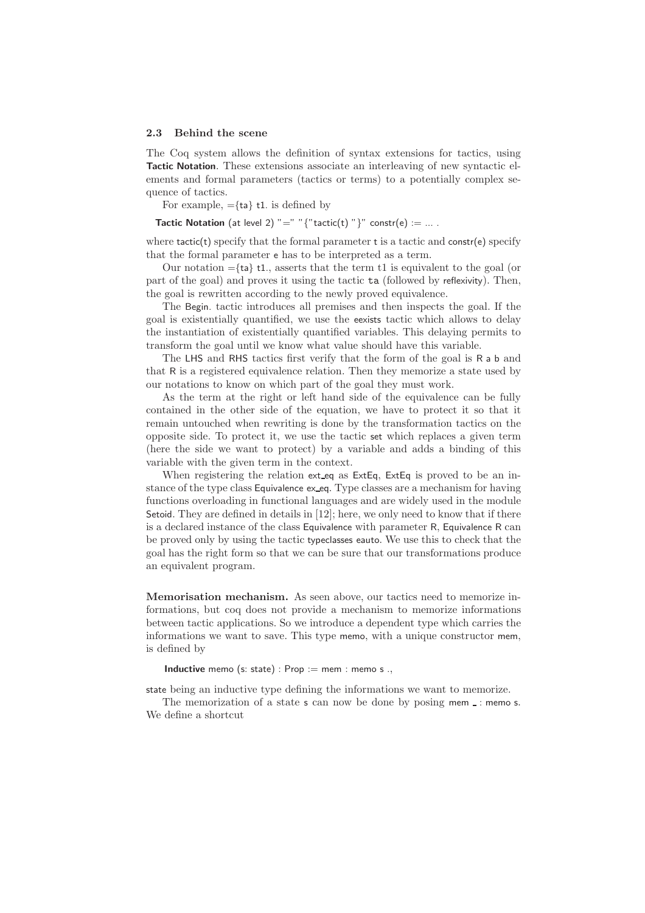### 2.3 Behind the scene

The Coq system allows the definition of syntax extensions for tactics, using **Tactic Notation**. These extensions associate an interleaving of new syntactic elements and formal parameters (tactics or terms) to a potentially complex sequence of tactics.

For example, ={ta} t1. is defined by

```
Tactic Notation (at level 2) "=" "{"tactic(t) "}" constr(e) := ... .
```

where tactic(t) specify that the formal parameter t is a tactic and constr(e) specify that the formal parameter e has to be interpreted as a term.

Our notation ={ta} t1., asserts that the term t1 is equivalent to the goal (or part of the goal) and proves it using the tactic ta (followed by reflexivity). Then, the goal is rewritten according to the newly proved equivalence.

The Begin. tactic introduces all premises and then inspects the goal. If the goal is existentially quantified, we use the eexists tactic which allows to delay the instantiation of existentially quantified variables. This delaying permits to transform the goal until we know what value should have this variable.

The LHS and RHS tactics first verify that the form of the goal is R a b and that R is a registered equivalence relation. Then they memorize a state used by our notations to know on which part of the goal they must work.

As the term at the right or left hand side of the equivalence can be fully contained in the other side of the equation, we have to protect it so that it remain untouched when rewriting is done by the transformation tactics on the opposite side. To protect it, we use the tactic set which replaces a given term (here the side we want to protect) by a variable and adds a binding of this variable with the given term in the context.

When registering the relation ext_eq as ExtEq, ExtEq is proved to be an instance of the type class Equivalence ex_eq. Type classes are a mechanism for having functions overloading in functional languages and are widely used in the module Setoid. They are defined in details in [12]; here, we only need to know that if there is a declared instance of the class Equivalence with parameter R, Equivalence R can be proved only by using the tactic typeclasses eauto. We use this to check that the goal has the right form so that we can be sure that our transformations produce an equivalent program.

**Memorisation mechanism.** As seen above, our tactics need to memorize informations, but coq does not provide a mechanism to memorize informations between tactic applications. So we introduce a dependent type which carries the informations we want to save. This type memo, with a unique constructor mem, is defined by

```
Inductive memo (s: state) : Prop := mem : memo s .,
```

state being an inductive type defining the informations we want to memorize.

The memorization of a state s can now be done by posing mem _ : memo s. We define a shortcut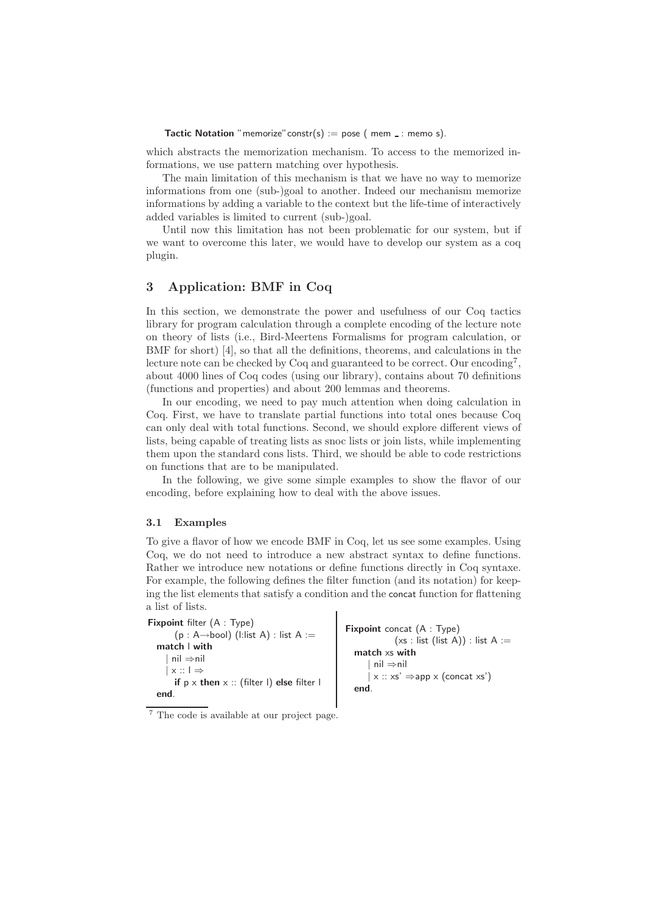```
Tactic Notation "memorize" constr(s) := pose ( mem _ : memo s).
```

which abstracts the memorization mechanism. To access to the memorized informations, we use pattern matching over hypothesis.

The main limitation of this mechanism is that we have no way to memorize informations from one (sub-)goal to another. Indeed our mechanism memorize informations by adding a variable to the context but the life-time of interactively added variables is limited to current (sub-)goal.

Until now this limitation has not been problematic for our system, but if we want to overcome this later, we would have to develop our system as a coq plugin.

## 3 Application: BMF in Coq

In this section, we demonstrate the power and usefulness of our Coq tactics library for program calculation through a complete encoding of the lecture note on theory of lists (i.e., Bird-Meertens Formalisms for program calculation, or BMF for short) [4], so that all the definitions, theorems, and calculations in the lecture note can be checked by Coq and guaranteed to be correct. Our encoding[7], about 4000 lines of Coq codes (using our library), contains about 70 definitions (functions and properties) and about 200 lemmas and theorems.

In our encoding, we need to pay much attention when doing calculation in Coq. First, we have to translate partial functions into total ones because Coq can only deal with total functions. Second, we should explore different views of lists, being capable of treating lists as snoc lists or join lists, while implementing them upon the standard cons lists. Third, we should be able to code restrictions on functions that are to be manipulated.

In the following, we give some simple examples to show the flavor of our encoding, before explaining how to deal with the above issues.

### 3.1 Examples

To give a flavor of how we encode BMF in Coq, let us see some examples. Using Coq, we do not need to introduce a new abstract syntax to define functions. Rather we introduce new notations or define functions directly in Coq syntaxe. For example, the following defines the filter function (and its notation) for keeping the list elements that satisfy a condition and the concat function for flattening a list of lists.

```
Fixpoint filter (A : Type)
      (p : A→bool) (l:list A) : list A :=
  match l with
    | nil ⇒nil
    | x :: l ⇒
      if p x then x :: (filter l) else filter l
  end.
```

```
Fixpoint concat (A : Type)
           (xs : list (list A)) : list A :=
  match xs with
     | nil ⇒nil
     | x :: xs' ⇒app x (concat xs')
  end.
```

[7] The code is available at our project page.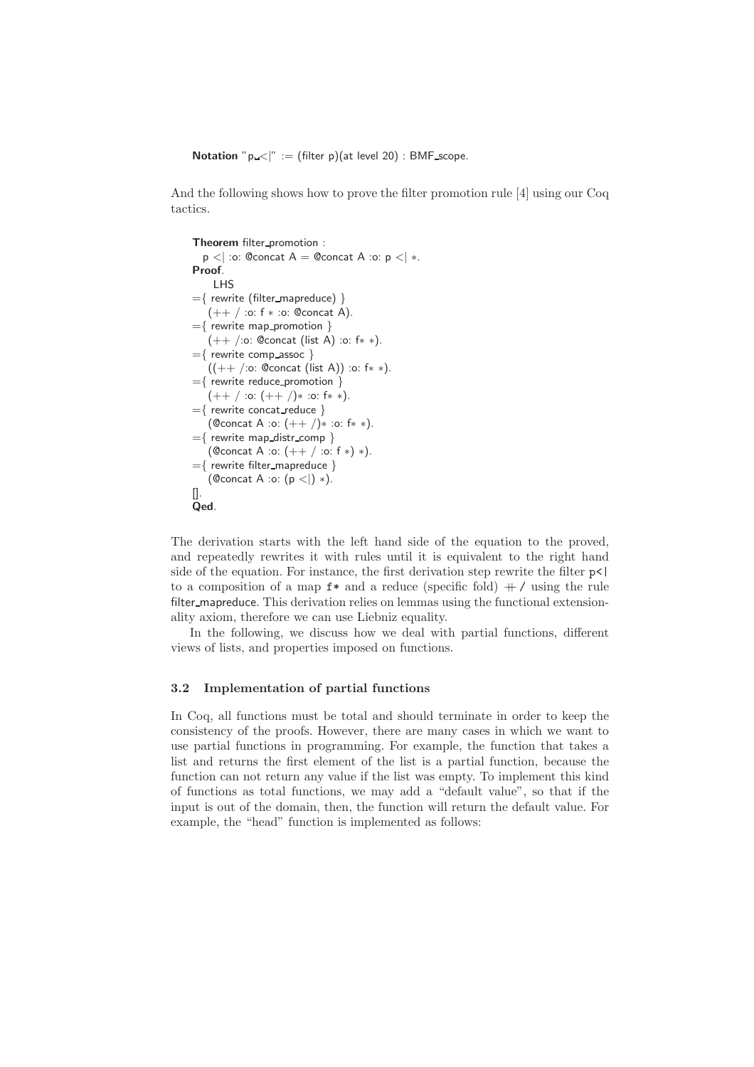```
Notation "p _<|" := (filter p)(at level 20) : BMF_scope.
```

And the following shows how to prove the filter promotion rule [4] using our Coq tactics.

```
Theorem filter_promotion :
  p <| :o: @concat A = @concat A :o: p <| *.
Proof.
    LHS
={ rewrite (filter_mapreduce) }
   (++ / :o: f * :o: @concat A).
={ rewrite map_promotion }
   (++ /:o: @concat (list A) :o: f* *).
={ rewrite comp_assoc }
   ((++ /:o: @concat (list A)) :o: f* *).
={ rewrite reduce_promotion }
   (++ / :o: (++ /)* :o: f* *).
={ rewrite concat_reduce }
   (@concat A :o: (++ /)* :o: f* *).
={ rewrite map_distr_comp }
   (@concat A :o: (++ / :o: f *) *).
={ rewrite filter_mapreduce }
   (@concat A :o: (p <|) *).
[].
Qed.
```

The derivation starts with the left hand side of the equation to the proved, and repeatedly rewrites it with rules until it is equivalent to the right hand side of the equation. For instance, the first derivation step rewrite the filter `p<|` to a composition of a map `f*` and a reduce (specific fold) `++ /` using the rule filter_mapreduce. This derivation relies on lemmas using the functional extensionality axiom, therefore we can use Liebniz equality.

In the following, we discuss how we deal with partial functions, different views of lists, and properties imposed on functions.

### 3.2 Implementation of partial functions

In Coq, all functions must be total and should terminate in order to keep the consistency of the proofs. However, there are many cases in which we want to use partial functions in programming. For example, the function that takes a list and returns the first element of the list is a partial function, because the function can not return any value if the list was empty. To implement this kind of functions as total functions, we may add a "default value", so that if the input is out of the domain, then, the function will return the default value. For example, the "head" function is implemented as follows: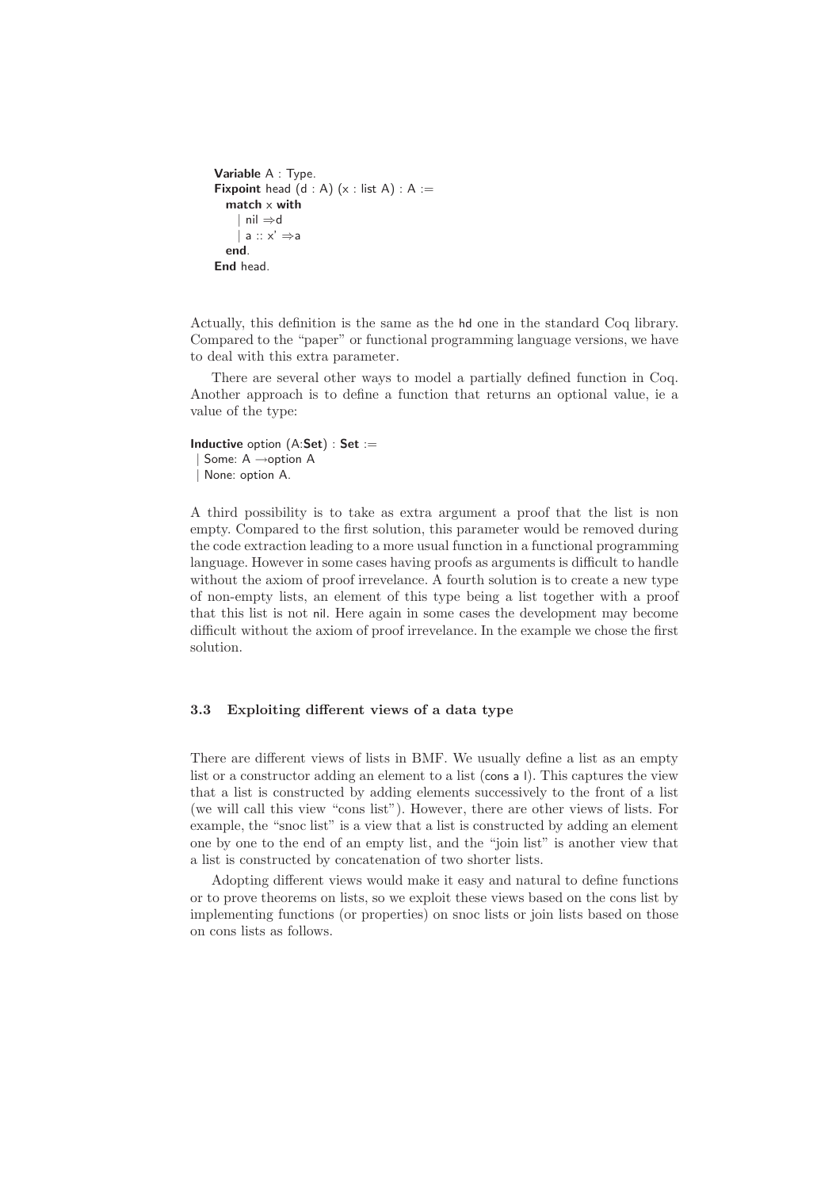```
Variable A : Type.
Fixpoint head (d : A) (x : list A) : A :=
  match x with
    | nil ⇒d
    | a :: x' ⇒a
  end.
End head.
```

Actually, this definition is the same as the hd one in the standard Coq library. Compared to the "paper" or functional programming language versions, we have to deal with this extra parameter.

There are several other ways to model a partially defined function in Coq. Another approach is to define a function that returns an optional value, ie a value of the type:

```
Inductive option (A:Set) : Set :=
 | Some: A →option A
 | None: option A.
```

A third possibility is to take as extra argument a proof that the list is non empty. Compared to the first solution, this parameter would be removed during the code extraction leading to a more usual function in a functional programming language. However in some cases having proofs as arguments is difficult to handle without the axiom of proof irrevelance. A fourth solution is to create a new type of non-empty lists, an element of this type being a list together with a proof that this list is not nil. Here again in some cases the development may become difficult without the axiom of proof irrevelance. In the example we chose the first solution.

### 3.3 Exploiting different views of a data type

There are different views of lists in BMF. We usually define a list as an empty list or a constructor adding an element to a list (cons a l). This captures the view that a list is constructed by adding elements successively to the front of a list (we will call this view "cons list"). However, there are other views of lists. For example, the "snoc list" is a view that a list is constructed by adding an element one by one to the end of an empty list, and the "join list" is another view that a list is constructed by concatenation of two shorter lists.

Adopting different views would make it easy and natural to define functions or to prove theorems on lists, so we exploit these views based on the cons list by implementing functions (or properties) on snoc lists or join lists based on those on cons lists as follows.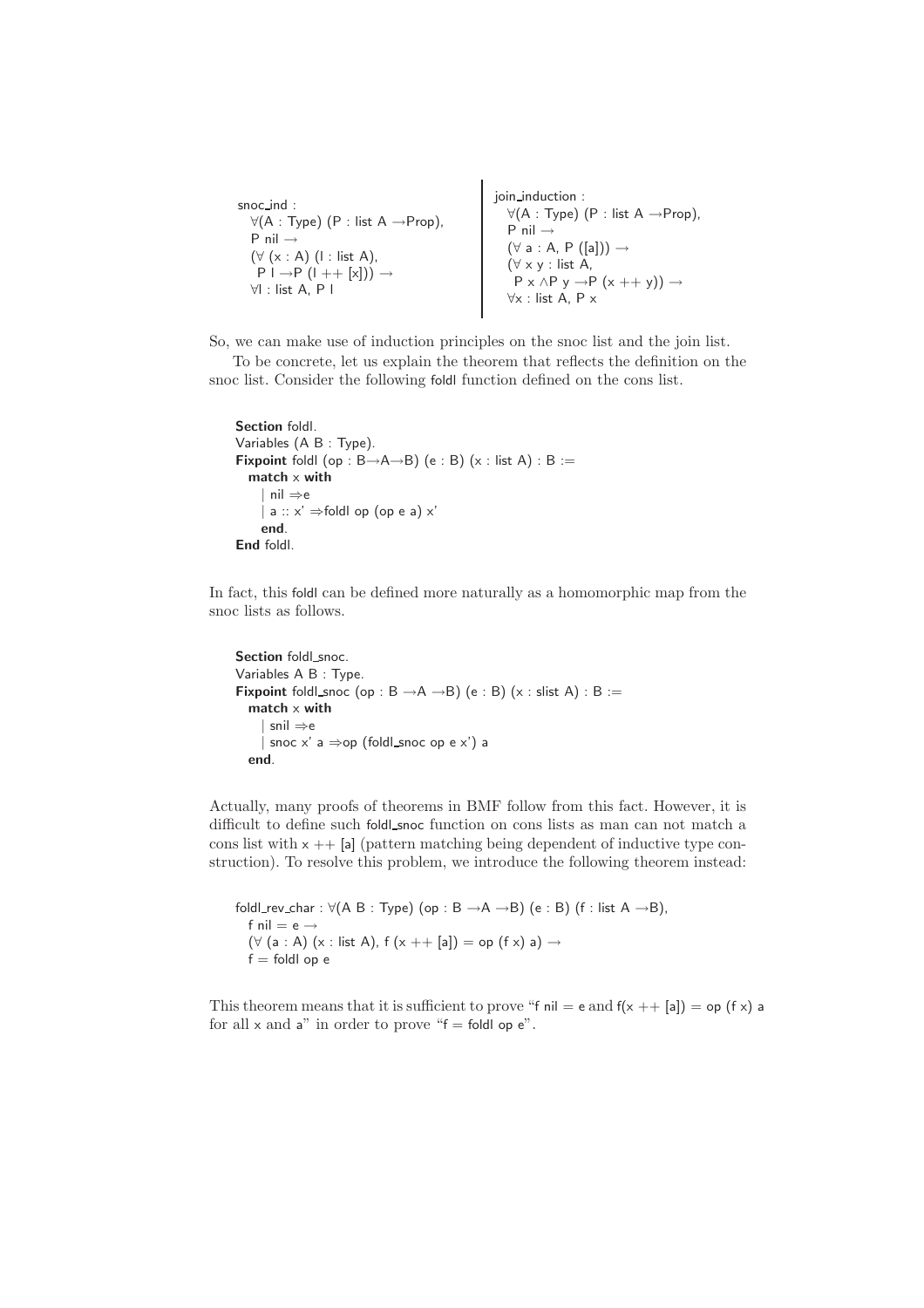```
snoc_ind :
  ∀(A : Type) (P : list A →Prop),
  P nil →
  (∀ (x : A) (l : list A),
   P l →P (l ++ [x])) →
  ∀l : list A, P l
```

```
join_induction :
  ∀(A : Type) (P : list A →Prop),
  P nil →
  (∀ a : A, P ([a])) →
  (∀ x y : list A,
   P x ∧P y →P (x ++ y)) →
  ∀x : list A, P x
```

So, we can make use of induction principles on the snoc list and the join list.

To be concrete, let us explain the theorem that reflects the definition on the snoc list. Consider the following foldl function defined on the cons list.

```
Section foldl.
Variables (A B : Type).
Fixpoint foldl (op : B→A→B) (e : B) (x : list A) : B :=
  match x with
    | nil ⇒e
    | a :: x' ⇒foldl op (op e a) x'
    end.
End foldl.
```

In fact, this foldl can be defined more naturally as a homomorphic map from the snoc lists as follows.

```
Section foldl_snoc.
Variables A B : Type.
Fixpoint foldl_snoc (op : B →A →B) (e : B) (x : slist A) : B :=
  match x with
    | snil ⇒e
    | snoc x' a ⇒op (foldl_snoc op e x') a
  end.
```

Actually, many proofs of theorems in BMF follow from this fact. However, it is difficult to define such foldl_snoc function on cons lists as man can not match a cons list with x ++ [a] (pattern matching being dependent of inductive type construction). To resolve this problem, we introduce the following theorem instead:

```
foldl_rev_char : ∀(A B : Type) (op : B →A →B) (e : B) (f : list A →B),
  f nil = e →
  (∀ (a : A) (x : list A), f (x ++ [a]) = op (f x) a) →
  f = foldl op e
```

This theorem means that it is sufficient to prove "f nil = e and f(x ++ [a]) = op (f x) a for all x and a" in order to prove "f = foldl op e".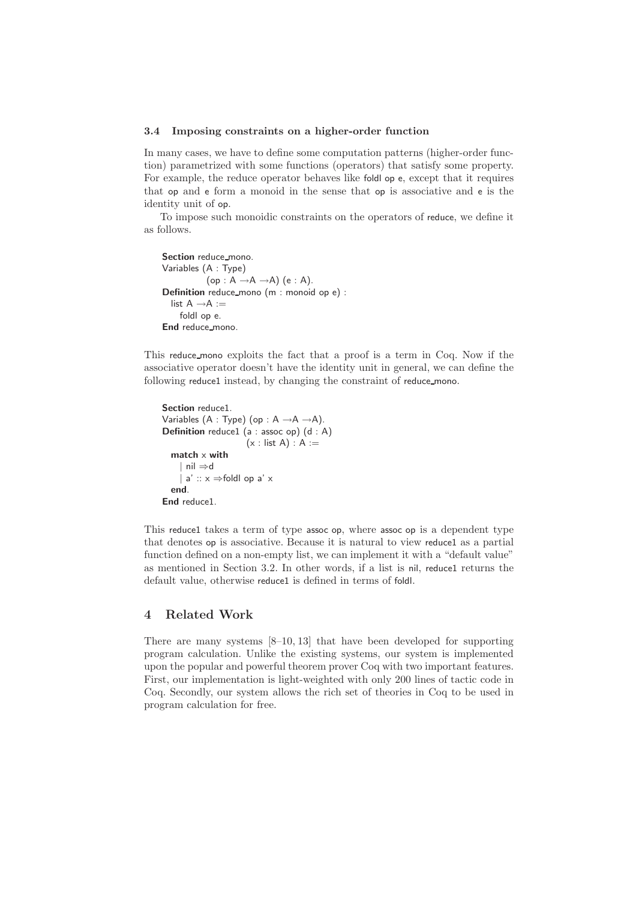### 3.4 Imposing constraints on a higher-order function

In many cases, we have to define some computation patterns (higher-order function) parametrized with some functions (operators) that satisfy some property. For example, the reduce operator behaves like foldl op e, except that it requires that op and e form a monoid in the sense that op is associative and e is the identity unit of op.

To impose such monoidic constraints on the operators of reduce, we define it as follows.

```
Section reduce_mono.
Variables (A : Type)
          (op : A →A →A) (e : A).
Definition reduce_mono (m : monoid op e) :
  list A →A :=
    foldl op e.
End reduce_mono.
```

This reduce_mono exploits the fact that a proof is a term in Coq. Now if the associative operator doesn't have the identity unit in general, we can define the following reduce1 instead, by changing the constraint of reduce_mono.

```
Section reduce1.
Variables (A : Type) (op : A →A →A).
Definition reduce1 (a : assoc op) (d : A)
                   (x : list A) : A :=
  match x with
    | nil ⇒d
    | a' :: x ⇒foldl op a' x
  end.
End reduce1.
```

This reduce1 takes a term of type assoc op, where assoc op is a dependent type that denotes op is associative. Because it is natural to view reduce1 as a partial function defined on a non-empty list, we can implement it with a "default value" as mentioned in Section 3.2. In other words, if a list is nil, reduce1 returns the default value, otherwise reduce1 is defined in terms of foldl.

## 4 Related Work

There are many systems [8–10, 13] that have been developed for supporting program calculation. Unlike the existing systems, our system is implemented upon the popular and powerful theorem prover Coq with two important features. First, our implementation is light-weighted with only 200 lines of tactic code in Coq. Secondly, our system allows the rich set of theories in Coq to be used in program calculation for free.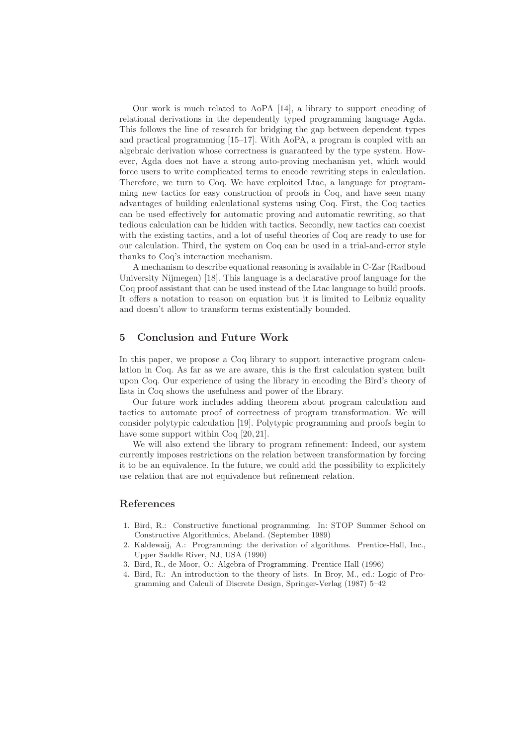Our work is much related to AoPA [14], a library to support encoding of relational derivations in the dependently typed programming language Agda. This follows the line of research for bridging the gap between dependent types and practical programming [15–17]. With AoPA, a program is coupled with an algebraic derivation whose correctness is guaranteed by the type system. However, Agda does not have a strong auto-proving mechanism yet, which would force users to write complicated terms to encode rewriting steps in calculation. Therefore, we turn to Coq. We have exploited Ltac, a language for programming new tactics for easy construction of proofs in Coq, and have seen many advantages of building calculational systems using Coq. First, the Coq tactics can be used effectively for automatic proving and automatic rewriting, so that tedious calculation can be hidden with tactics. Secondly, new tactics can coexist with the existing tactics, and a lot of useful theories of Coq are ready to use for our calculation. Third, the system on Coq can be used in a trial-and-error style thanks to Coq's interaction mechanism.

A mechanism to describe equational reasoning is available in C-Zar (Radboud University Nijmegen) [18]. This language is a declarative proof language for the Coq proof assistant that can be used instead of the Ltac language to build proofs. It offers a notation to reason on equation but it is limited to Leibniz equality and doesn't allow to transform terms existentially bounded.

## 5 Conclusion and Future Work

In this paper, we propose a Coq library to support interactive program calculation in Coq. As far as we are aware, this is the first calculation system built upon Coq. Our experience of using the library in encoding the Bird's theory of lists in Coq shows the usefulness and power of the library.

Our future work includes adding theorem about program calculation and tactics to automate proof of correctness of program transformation. We will consider polytypic calculation [19]. Polytypic programming and proofs begin to have some support within Coq [20, 21].

We will also extend the library to program refinement: Indeed, our system currently imposes restrictions on the relation between transformation by forcing it to be an equivalence. In the future, we could add the possibility to explicitely use relation that are not equivalence but refinement relation.

## References

1. Bird, R.: Constructive functional programming. In: STOP Summer School on Constructive Algorithmics, Abeland. (September 1989)
2. Kaldewaij, A.: Programming: the derivation of algorithms. Prentice-Hall, Inc., Upper Saddle River, NJ, USA (1990)
3. Bird, R., de Moor, O.: Algebra of Programming. Prentice Hall (1996)
4. Bird, R.: An introduction to the theory of lists. In Broy, M., ed.: Logic of Programming and Calculi of Discrete Design, Springer-Verlag (1987) 5–42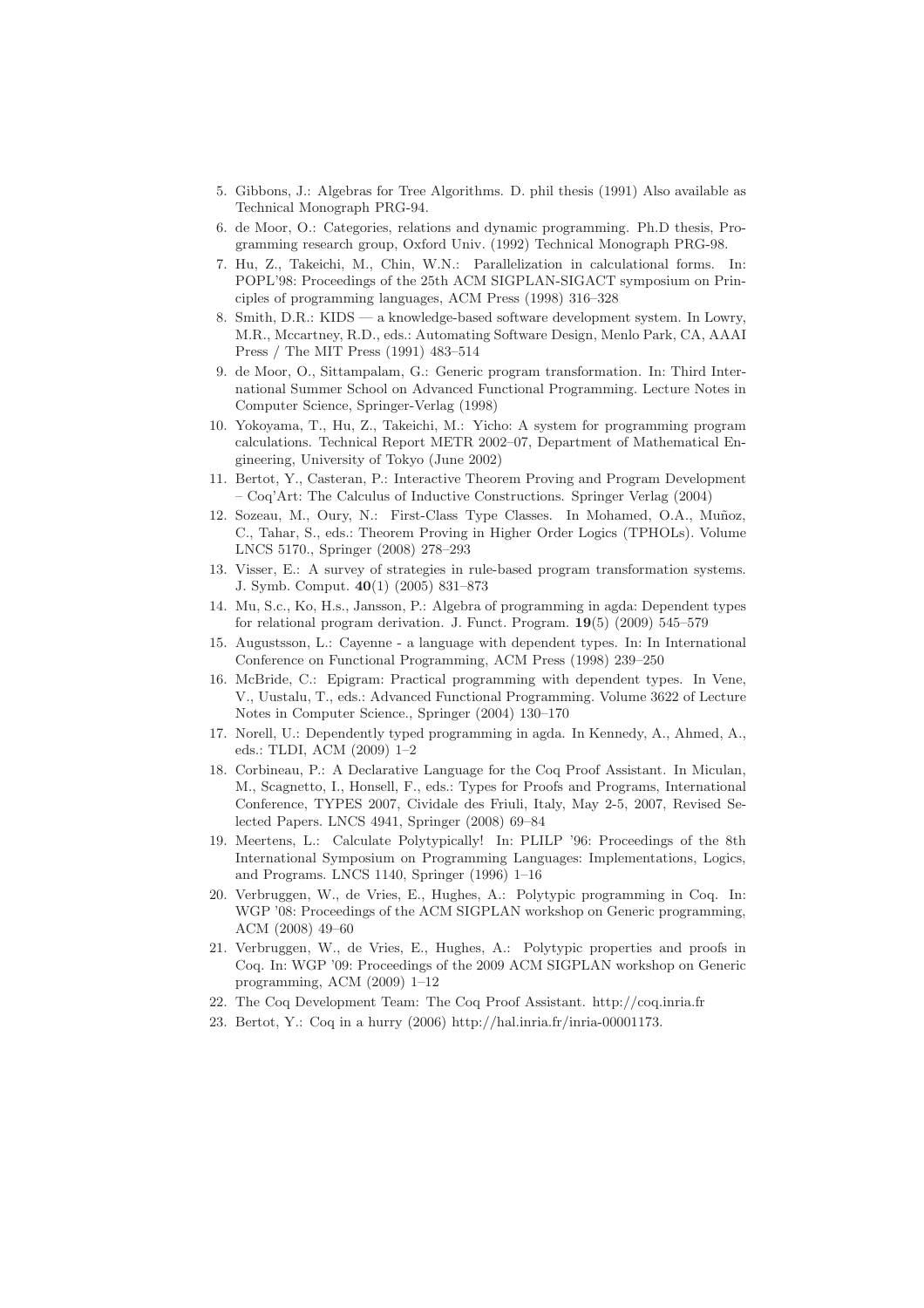5. Gibbons, J.: Algebras for Tree Algorithms. D. phil thesis (1991) Also available as Technical Monograph PRG-94.
6. de Moor, O.: Categories, relations and dynamic programming. Ph.D thesis, Programming research group, Oxford Univ. (1992) Technical Monograph PRG-98.
7. Hu, Z., Takeichi, M., Chin, W.N.: Parallelization in calculational forms. In: POPL'98: Proceedings of the 25th ACM SIGPLAN-SIGACT symposium on Principles of programming languages, ACM Press (1998) 316–328
8. Smith, D.R.: KIDS — a knowledge-based software development system. In Lowry, M.R., Mccartney, R.D., eds.: Automating Software Design, Menlo Park, CA, AAAI Press / The MIT Press (1991) 483–514
9. de Moor, O., Sittampalam, G.: Generic program transformation. In: Third International Summer School on Advanced Functional Programming. Lecture Notes in Computer Science, Springer-Verlag (1998)
10. Yokoyama, T., Hu, Z., Takeichi, M.: Yicho: A system for programming program calculations. Technical Report METR 2002–07, Department of Mathematical Engineering, University of Tokyo (June 2002)
11. Bertot, Y., Casteran, P.: Interactive Theorem Proving and Program Development – Coq'Art: The Calculus of Inductive Constructions. Springer Verlag (2004)
12. Sozeau, M., Oury, N.: First-Class Type Classes. In Mohamed, O.A., Muñoz, C., Tahar, S., eds.: Theorem Proving in Higher Order Logics (TPHOLs). Volume LNCS 5170., Springer (2008) 278–293
13. Visser, E.: A survey of strategies in rule-based program transformation systems. J. Symb. Comput. **40**(1) (2005) 831–873
14. Mu, S.c., Ko, H.s., Jansson, P.: Algebra of programming in agda: Dependent types for relational program derivation. J. Funct. Program. **19**(5) (2009) 545–579
15. Augustsson, L.: Cayenne - a language with dependent types. In: In International Conference on Functional Programming, ACM Press (1998) 239–250
16. McBride, C.: Epigram: Practical programming with dependent types. In Vene, V., Uustalu, T., eds.: Advanced Functional Programming. Volume 3622 of Lecture Notes in Computer Science., Springer (2004) 130–170
17. Norell, U.: Dependently typed programming in agda. In Kennedy, A., Ahmed, A., eds.: TLDI, ACM (2009) 1–2
18. Corbineau, P.: A Declarative Language for the Coq Proof Assistant. In Miculan, M., Scagnetto, I., Honsell, F., eds.: Types for Proofs and Programs, International Conference, TYPES 2007, Cividale des Friuli, Italy, May 2-5, 2007, Revised Selected Papers. LNCS 4941, Springer (2008) 69–84
19. Meertens, L.: Calculate Polytypically! In: PLILP '96: Proceedings of the 8th International Symposium on Programming Languages: Implementations, Logics, and Programs. LNCS 1140, Springer (1996) 1–16
20. Verbruggen, W., de Vries, E., Hughes, A.: Polytypic programming in Coq. In: WGP '08: Proceedings of the ACM SIGPLAN workshop on Generic programming, ACM (2008) 49–60
21. Verbruggen, W., de Vries, E., Hughes, A.: Polytypic properties and proofs in Coq. In: WGP '09: Proceedings of the 2009 ACM SIGPLAN workshop on Generic programming, ACM (2009) 1–12
22. The Coq Development Team: The Coq Proof Assistant. http://coq.inria.fr
23. Bertot, Y.: Coq in a hurry (2006) http://hal.inria.fr/inria-00001173.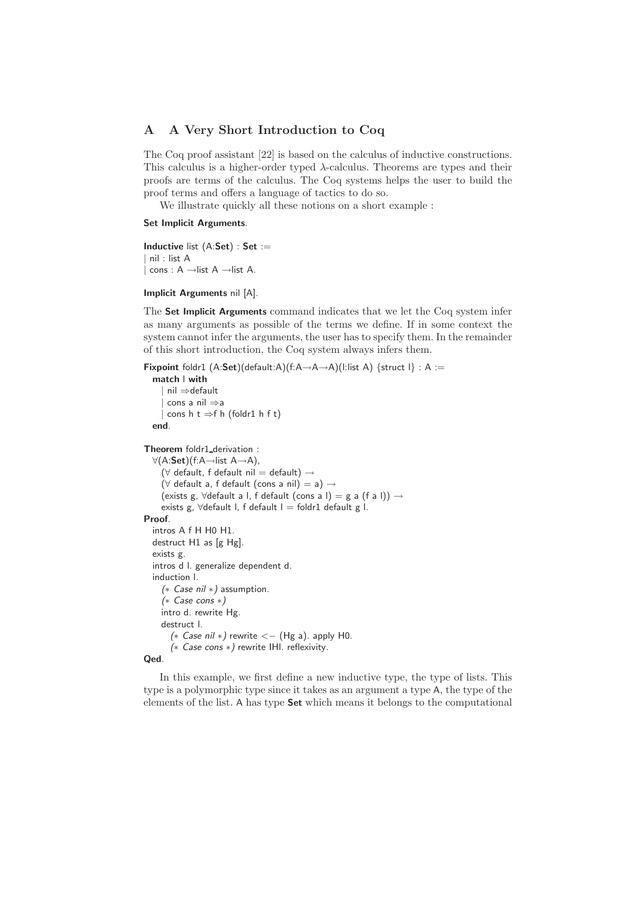## A A Very Short Introduction to Coq

The Coq proof assistant [22] is based on the calculus of inductive constructions. This calculus is a higher-order typed λ-calculus. Theorems are types and their proofs are terms of the calculus. The Coq systems helps the user to build the proof terms and offers a language of tactics to do so.

We illustrate quickly all these notions on a short example :

```
Set Implicit Arguments.

Inductive list (A:Set) : Set :=
| nil : list A
| cons : A →list A →list A.

Implicit Arguments nil [A].
```

The **Set Implicit Arguments** command indicates that we let the Coq system infer as many arguments as possible of the terms we define. If in some context the system cannot infer the arguments, the user has to specify them. In the remainder of this short introduction, the Coq system always infers them.

```
Fixpoint foldr1 (A:Set)(default:A)(f:A→A→A)(l:list A) {struct l} : A :=
  match l with
    | nil ⇒default
    | cons a nil ⇒a
    | cons h t ⇒f h (foldr1 h f t)
  end.

Theorem foldr1_derivation :
  ∀(A:Set)(f:A→list A→A),
    (∀ default, f default nil = default) →
    (∀ default a, f default (cons a nil) = a) →
    (exists g, ∀default a l, f default (cons a l) = g a (f a l)) →
    exists g, ∀default l, f default l = foldr1 default g l.
Proof.
  intros A f H H0 H1.
  destruct H1 as [g Hg].
  exists g.
  intros d l. generalize dependent d.
  induction l.
    (* Case nil *) assumption.
    (* Case cons *)
    intro d. rewrite Hg.
    destruct l.
      (* Case nil *) rewrite <− (Hg a). apply H0.
      (* Case cons *) rewrite IHl. reflexivity.
Qed.
```

In this example, we first define a new inductive type, the type of lists. This type is a polymorphic type since it takes as an argument a type A, the type of the elements of the list. A has type **Set** which means it belongs to the computational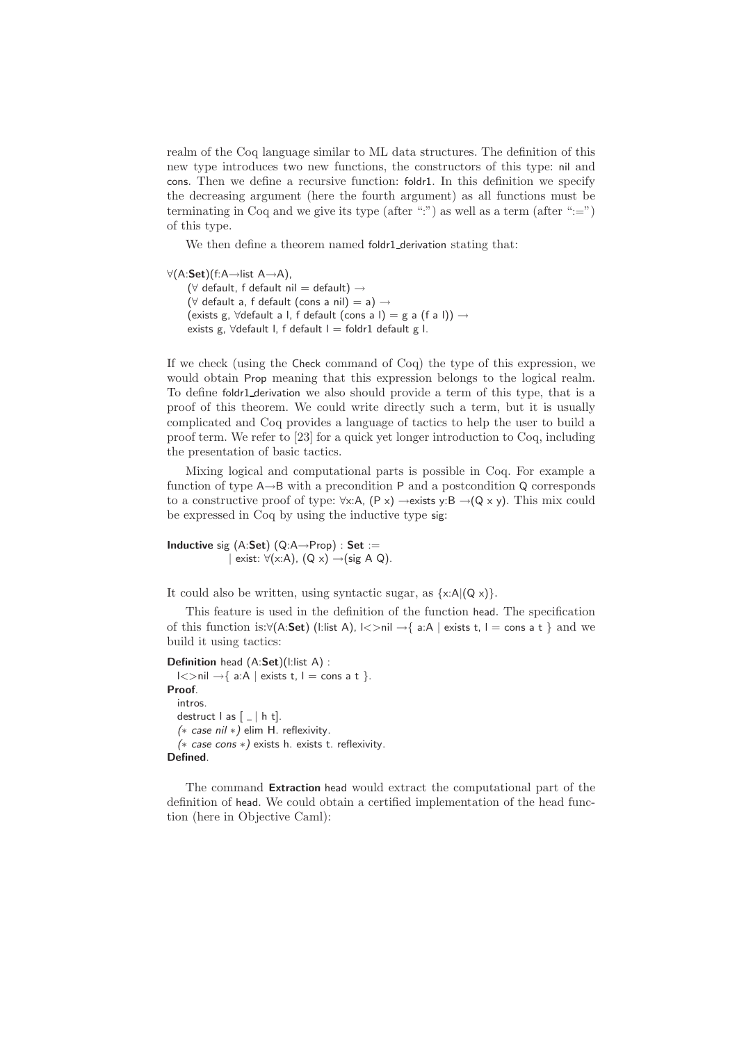realm of the Coq language similar to ML data structures. The definition of this new type introduces two new functions, the constructors of this type: nil and cons. Then we define a recursive function: foldr1. In this definition we specify the decreasing argument (here the fourth argument) as all functions must be terminating in Coq and we give its type (after ":") as well as a term (after ":=") of this type.

We then define a theorem named foldr1_derivation stating that:

```
∀(A:Set)(f:A→list A→A),
  (∀ default, f default nil = default) →
  (∀ default a, f default (cons a nil) = a) →
  (exists g, ∀default a l, f default (cons a l) = g a (f a l)) →
  exists g, ∀default l, f default l = foldr1 default g l.
```

If we check (using the Check command of Coq) the type of this expression, we would obtain Prop meaning that this expression belongs to the logical realm. To define foldr1_derivation we also should provide a term of this type, that is a proof of this theorem. We could write directly such a term, but it is usually complicated and Coq provides a language of tactics to help the user to build a proof term. We refer to [23] for a quick yet longer introduction to Coq, including the presentation of basic tactics.

Mixing logical and computational parts is possible in Coq. For example a function of type A→B with a precondition P and a postcondition Q corresponds to a constructive proof of type: ∀x:A, (P x) →exists y:B →(Q x y). This mix could be expressed in Coq by using the inductive type sig:

```
Inductive sig (A:Set) (Q:A→Prop) : Set :=
          | exist: ∀(x:A), (Q x) →(sig A Q).
```

It could also be written, using syntactic sugar, as {x:A|(Q x)}.

This feature is used in the definition of the function head. The specification of this function is:∀(A:Set) (l:list A), l<>nil →{ a:A | exists t, l = cons a t } and we build it using tactics:

```
Definition head (A:Set)(l:list A) :
  l<>nil →{ a:A | exists t, l = cons a t }.
Proof.
  intros.
  destruct l as [ _ | h t].
  (* case nil *) elim H. reflexivity.
  (* case cons *) exists h. exists t. reflexivity.
Defined.
```

The command **Extraction** head would extract the computational part of the definition of head. We could obtain a certified implementation of the head function (here in Objective Caml):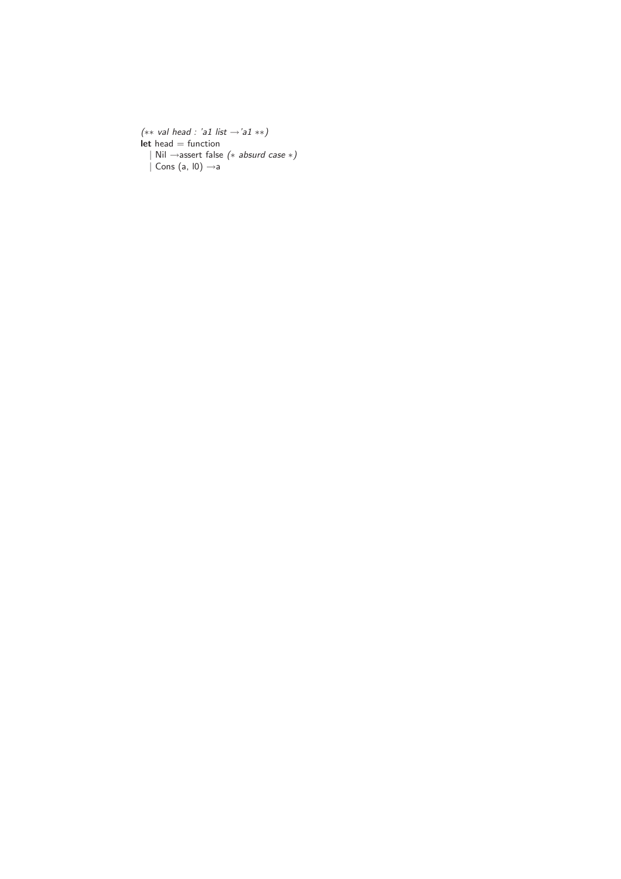```
(** val head : 'a1 list →'a1 **)
let head = function
  | Nil →assert false (* absurd case *)
  | Cons (a, l0) →a
```